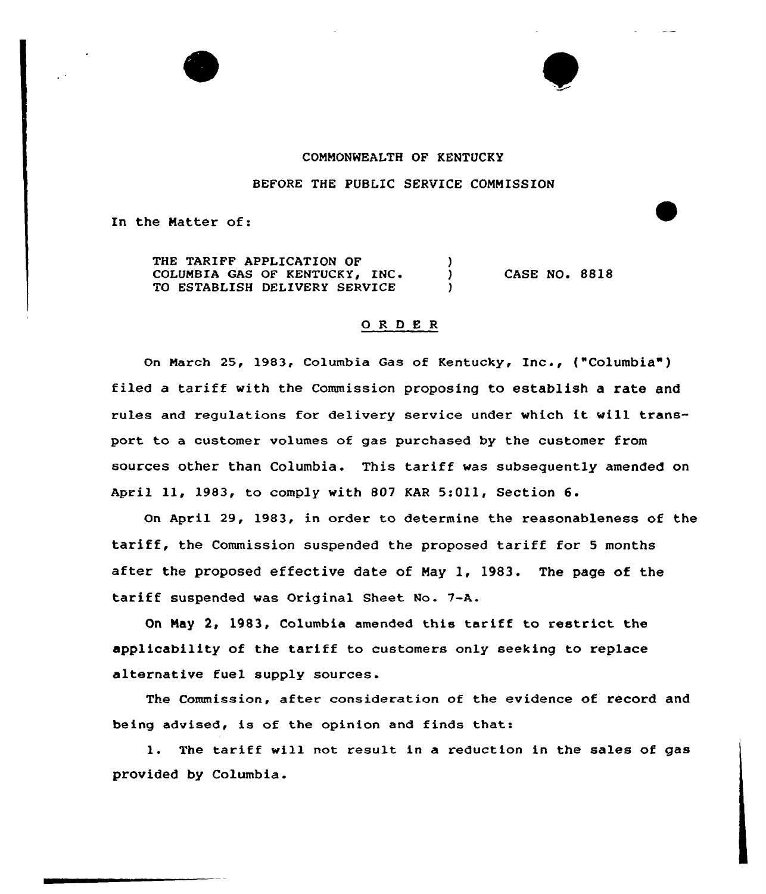COMMONWEALTH OF KENTUCKY

BEFORE THE PUBLIC SERVICE COMMISSION

In the Matter of:

THE TARIFF APPLICATION OF COLUMBIA GAS OF KENTUCKY, INC. TO ESTABLISH DELIVERY SERVICE ) CASE NO. 8818

## O R D E R

On March 25, 1983, Columbia Gas of Kentucky, Inc., ("Columbia") filed a tariff with the Commission proposing to establish a rate and rules and regulations for delivery service under which it will transport to a customer volumes of gas purchased by the customer from sources other than Columbia. This tariff was subsequently amended on April 11, 1983, to comply with 807 KAR 5:011, Section 6.

On April 29, 1983, in order to determine the reasonableness of the tariff, the Commission suspended the proposed tariff for 5 months after the proposed effective date of May 1, 1983. The page of the tariff suspended was Original Sheet No. 7-A.

On May 2, 1983, Columbia amended this tariff to restrict the applicability of the tariff to customers only seeking to replace alternative fuel supply sources.

The Commission, after consideration of the evidence of record and being advised, is of the opinion and finds that:

1. The tariff will not result in a reduction in the sales of gas provided by Columbia.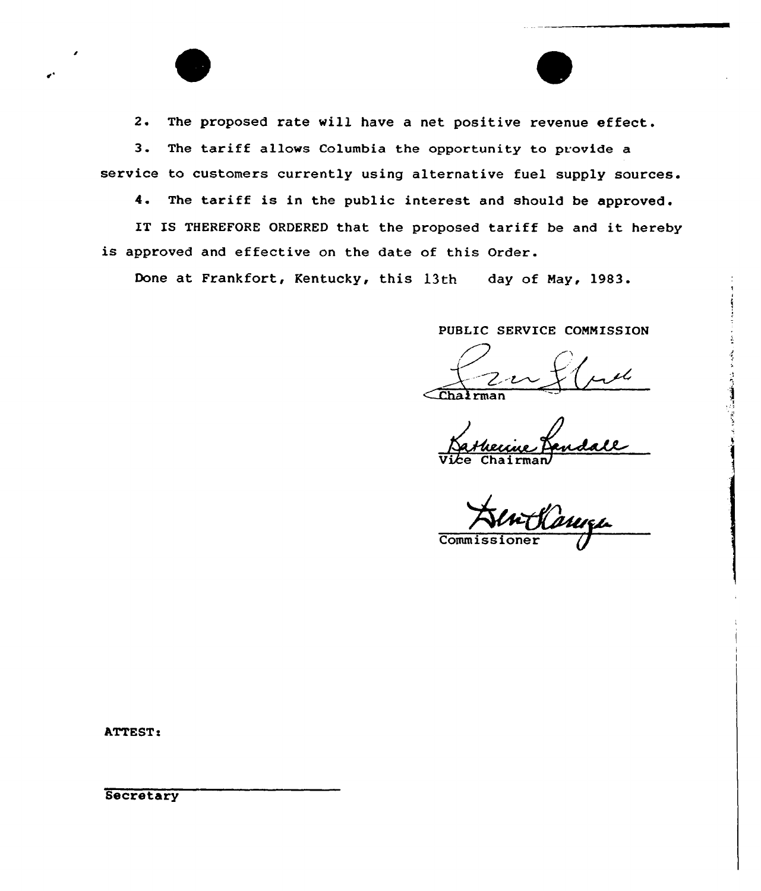2. The proposed rate will have a net positive revenue effect.

3. The tariff allows Columbia the opportunity to provide a service to customers currently using alternative fuel supply sources.

4. The tariff is in the public interest and should be approved.

IT IS THEREFORE ORDERED that the proposed tariff be and it hereby is approved and effective on the date of this Order.

Done at Frankfort, Kentucky, this 13th day of May, 1983.

PUBLIC SERVICE COMMISSION

Chairman

Vice Chairman

Commissioner

ATTEST:

Secretary